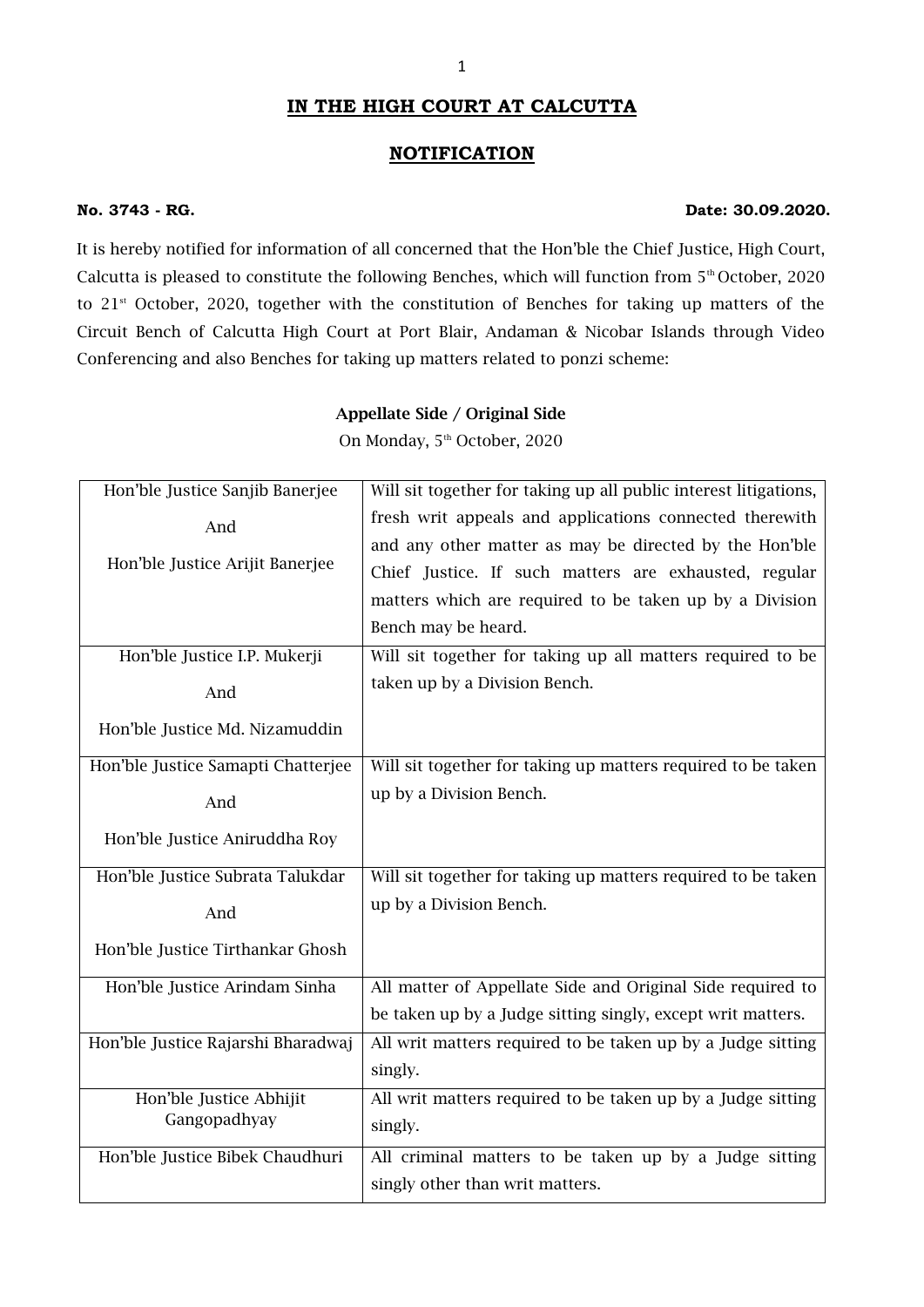# IN THE HIGH COURT AT CALCUTTA

## NOTIFICATION

**No. 3743 - RG.** **Date: 30.09.2020.**

It is hereby notified for information of all concerned that the Hon'ble the Chief Justice, High Court, Calcutta is pleased to constitute the following Benches, which will function from 5th October, 2020 to 21st October, 2020, together with the constitution of Benches for taking up matters of the Circuit Bench of Calcutta High Court at Port Blair, Andaman & Nicobar Islands through Video Conferencing and also Benches for taking up matters related to ponzi scheme:

### Appellate Side / Original Side

On Monday, 5th October, 2020

| | |
|---|---|
| Hon'ble Justice Sanjib Banerjee<br>And<br>Hon'ble Justice Arijit Banerjee | Will sit together for taking up all public interest litigations, fresh writ appeals and applications connected therewith and any other matter as may be directed by the Hon'ble Chief Justice. If such matters are exhausted, regular matters which are required to be taken up by a Division Bench may be heard. |
| Hon'ble Justice I.P. Mukerji<br>And<br>Hon'ble Justice Md. Nizamuddin | Will sit together for taking up all matters required to be taken up by a Division Bench. |
| Hon'ble Justice Samapti Chatterjee<br>And<br>Hon'ble Justice Aniruddha Roy | Will sit together for taking up matters required to be taken up by a Division Bench. |
| Hon'ble Justice Subrata Talukdar<br>And<br>Hon'ble Justice Tirthankar Ghosh | Will sit together for taking up matters required to be taken up by a Division Bench. |
| Hon'ble Justice Arindam Sinha | All matter of Appellate Side and Original Side required to be taken up by a Judge sitting singly, except writ matters. |
| Hon'ble Justice Rajarshi Bharadwaj | All writ matters required to be taken up by a Judge sitting singly. |
| Hon'ble Justice Abhijit Gangopadhyay | All writ matters required to be taken up by a Judge sitting singly. |
| Hon'ble Justice Bibek Chaudhuri | All criminal matters to be taken up by a Judge sitting singly other than writ matters. |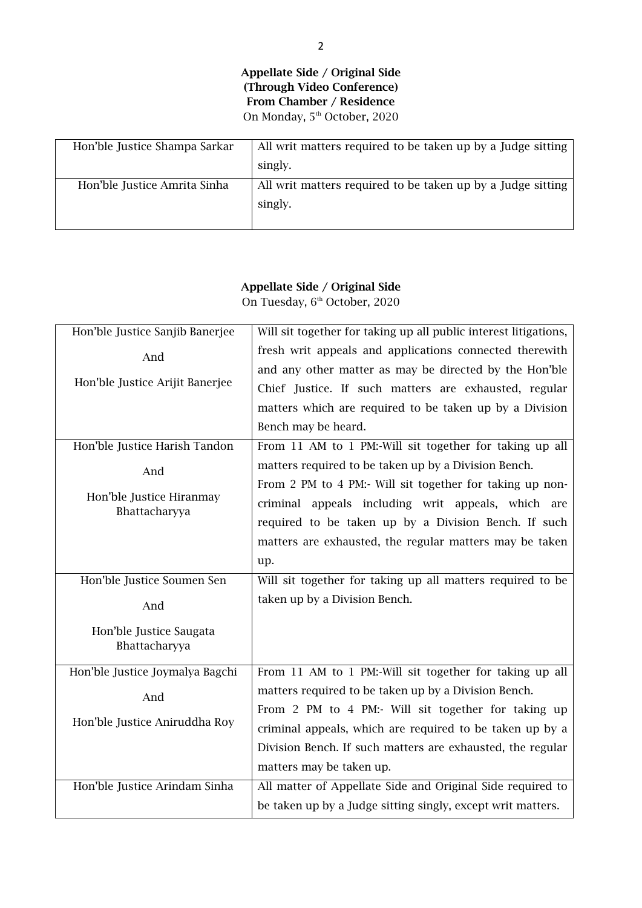**Appellate Side / Original Side**
**(Through Video Conference)**
**From Chamber / Residence**
On Monday, 5th October, 2020

| | |
|---|---|
| Hon'ble Justice Shampa Sarkar | All writ matters required to be taken up by a Judge sitting singly. |
| Hon'ble Justice Amrita Sinha | All writ matters required to be taken up by a Judge sitting singly. |

**Appellate Side / Original Side**
On Tuesday, 6th October, 2020

| | |
|---|---|
| Hon'ble Justice Sanjib Banerjee<br>And<br>Hon'ble Justice Arijit Banerjee | Will sit together for taking up all public interest litigations, fresh writ appeals and applications connected therewith and any other matter as may be directed by the Hon'ble Chief Justice. If such matters are exhausted, regular matters which are required to be taken up by a Division Bench may be heard. |
| Hon'ble Justice Harish Tandon<br>And<br>Hon'ble Justice Hiranmay Bhattacharyya | From 11 AM to 1 PM:-Will sit together for taking up all matters required to be taken up by a Division Bench.<br>From 2 PM to 4 PM:- Will sit together for taking up non-criminal appeals including writ appeals, which are required to be taken up by a Division Bench. If such matters are exhausted, the regular matters may be taken up. |
| Hon'ble Justice Soumen Sen<br>And<br>Hon'ble Justice Saugata Bhattacharyya | Will sit together for taking up all matters required to be taken up by a Division Bench. |
| Hon'ble Justice Joymalya Bagchi<br>And<br>Hon'ble Justice Aniruddha Roy | From 11 AM to 1 PM:-Will sit together for taking up all matters required to be taken up by a Division Bench.<br>From 2 PM to 4 PM:- Will sit together for taking up criminal appeals, which are required to be taken up by a Division Bench. If such matters are exhausted, the regular matters may be taken up. |
| Hon'ble Justice Arindam Sinha | All matter of Appellate Side and Original Side required to be taken up by a Judge sitting singly, except writ matters. |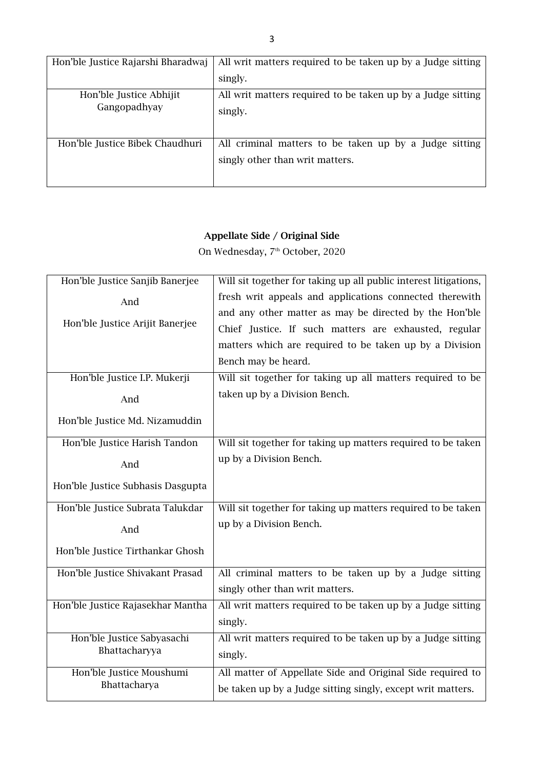| | |
|---|---|
| Hon'ble Justice Rajarshi Bharadwaj | All writ matters required to be taken up by a Judge sitting singly. |
| Hon'ble Justice Abhijit Gangopadhyay | All writ matters required to be taken up by a Judge sitting singly. |
| Hon'ble Justice Bibek Chaudhuri | All criminal matters to be taken up by a Judge sitting singly other than writ matters. |

**Appellate Side / Original Side**

On Wednesday, 7th October, 2020

| | |
|---|---|
| Hon'ble Justice Sanjib Banerjee<br>And<br>Hon'ble Justice Arijit Banerjee | Will sit together for taking up all public interest litigations, fresh writ appeals and applications connected therewith and any other matter as may be directed by the Hon'ble Chief Justice. If such matters are exhausted, regular matters which are required to be taken up by a Division Bench may be heard. |
| Hon'ble Justice I.P. Mukerji<br>And<br>Hon'ble Justice Md. Nizamuddin | Will sit together for taking up all matters required to be taken up by a Division Bench. |
| Hon'ble Justice Harish Tandon<br>And<br>Hon'ble Justice Subhasis Dasgupta | Will sit together for taking up matters required to be taken up by a Division Bench. |
| Hon'ble Justice Subrata Talukdar<br>And<br>Hon'ble Justice Tirthankar Ghosh | Will sit together for taking up matters required to be taken up by a Division Bench. |
| Hon'ble Justice Shivakant Prasad | All criminal matters to be taken up by a Judge sitting singly other than writ matters. |
| Hon'ble Justice Rajasekhar Mantha | All writ matters required to be taken up by a Judge sitting singly. |
| Hon'ble Justice Sabyasachi Bhattacharyya | All writ matters required to be taken up by a Judge sitting singly. |
| Hon'ble Justice Moushumi Bhattacharya | All matter of Appellate Side and Original Side required to be taken up by a Judge sitting singly, except writ matters. |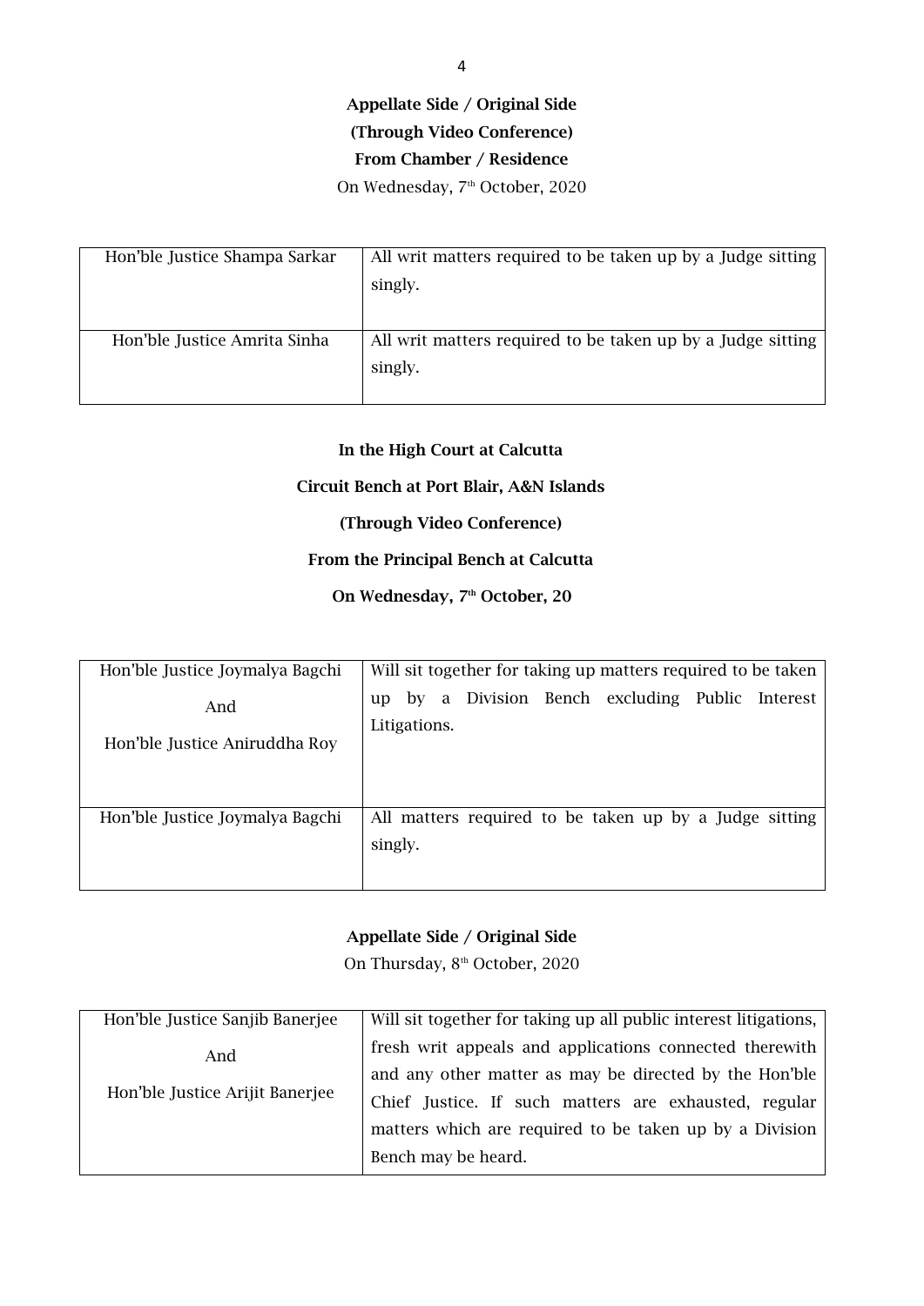**Appellate Side / Original Side**

**(Through Video Conference)**

**From Chamber / Residence**

On Wednesday, 7th October, 2020

| | |
|---|---|
| Hon'ble Justice Shampa Sarkar | All writ matters required to be taken up by a Judge sitting singly. |
| Hon'ble Justice Amrita Sinha | All writ matters required to be taken up by a Judge sitting singly. |

**In the High Court at Calcutta**

**Circuit Bench at Port Blair, A&N Islands**

**(Through Video Conference)**

**From the Principal Bench at Calcutta**

**On Wednesday, 7th October, 20**

| | |
|---|---|
| Hon'ble Justice Joymalya Bagchi<br>And<br>Hon'ble Justice Aniruddha Roy | Will sit together for taking up matters required to be taken up by a Division Bench excluding Public Interest Litigations. |
| Hon'ble Justice Joymalya Bagchi | All matters required to be taken up by a Judge sitting singly. |

**Appellate Side / Original Side**

On Thursday, 8th October, 2020

| | |
|---|---|
| Hon'ble Justice Sanjib Banerjee<br>And<br>Hon'ble Justice Arijit Banerjee | Will sit together for taking up all public interest litigations, fresh writ appeals and applications connected therewith and any other matter as may be directed by the Hon'ble Chief Justice. If such matters are exhausted, regular matters which are required to be taken up by a Division Bench may be heard. |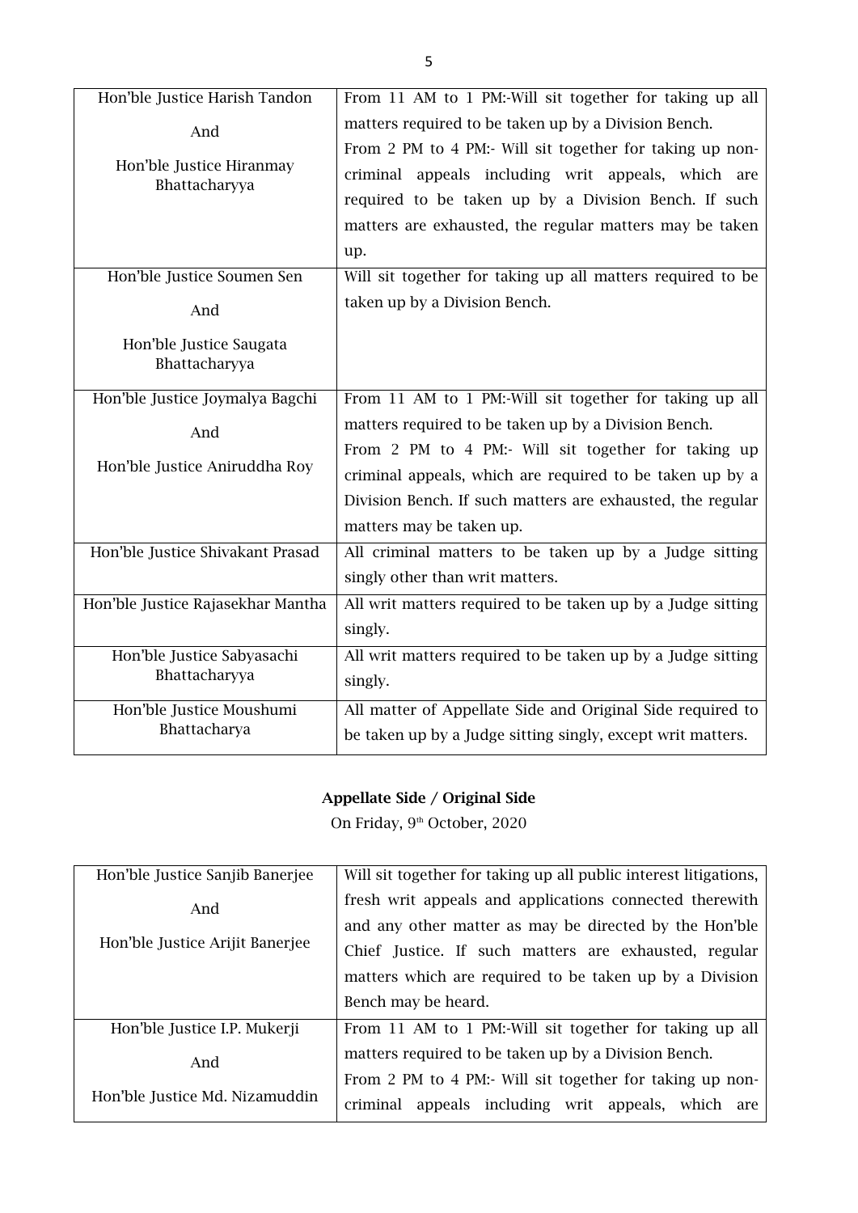| | |
|---|---|
| Hon'ble Justice Harish Tandon<br><br>And<br><br>Hon'ble Justice Hiranmay Bhattacharyya | From 11 AM to 1 PM:-Will sit together for taking up all matters required to be taken up by a Division Bench.<br>From 2 PM to 4 PM:- Will sit together for taking up non-criminal appeals including writ appeals, which are required to be taken up by a Division Bench. If such matters are exhausted, the regular matters may be taken up. |
| Hon'ble Justice Soumen Sen<br><br>And<br><br>Hon'ble Justice Saugata Bhattacharyya | Will sit together for taking up all matters required to be taken up by a Division Bench. |
| Hon'ble Justice Joymalya Bagchi<br><br>And<br><br>Hon'ble Justice Aniruddha Roy | From 11 AM to 1 PM:-Will sit together for taking up all matters required to be taken up by a Division Bench.<br>From 2 PM to 4 PM:- Will sit together for taking up criminal appeals, which are required to be taken up by a Division Bench. If such matters are exhausted, the regular matters may be taken up. |
| Hon'ble Justice Shivakant Prasad | All criminal matters to be taken up by a Judge sitting singly other than writ matters. |
| Hon'ble Justice Rajasekhar Mantha | All writ matters required to be taken up by a Judge sitting singly. |
| Hon'ble Justice Sabyasachi Bhattacharyya | All writ matters required to be taken up by a Judge sitting singly. |
| Hon'ble Justice Moushumi Bhattacharya | All matter of Appellate Side and Original Side required to be taken up by a Judge sitting singly, except writ matters. |

**Appellate Side / Original Side**

On Friday, 9th October, 2020

| | |
|---|---|
| Hon'ble Justice Sanjib Banerjee<br><br>And<br><br>Hon'ble Justice Arijit Banerjee | Will sit together for taking up all public interest litigations, fresh writ appeals and applications connected therewith and any other matter as may be directed by the Hon'ble Chief Justice. If such matters are exhausted, regular matters which are required to be taken up by a Division Bench may be heard. |
| Hon'ble Justice I.P. Mukerji<br><br>And<br><br>Hon'ble Justice Md. Nizamuddin | From 11 AM to 1 PM:-Will sit together for taking up all matters required to be taken up by a Division Bench.<br>From 2 PM to 4 PM:- Will sit together for taking up non-criminal appeals including writ appeals, which are |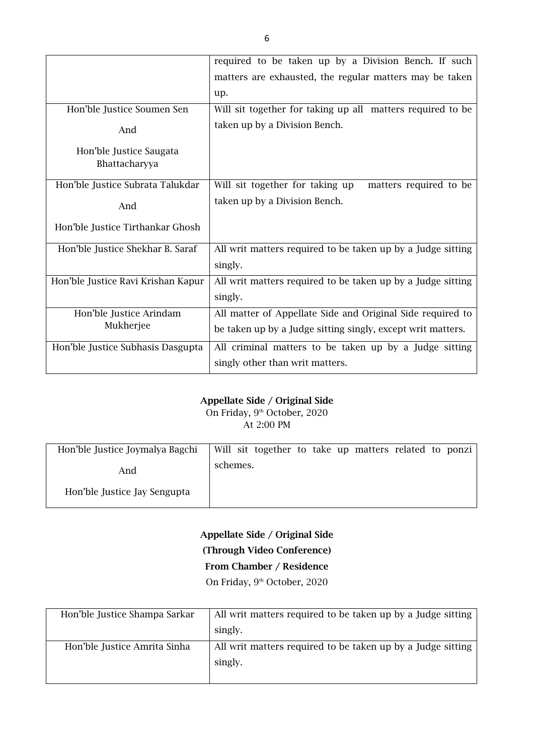| | |
|---|---|
| | required to be taken up by a Division Bench. If such matters are exhausted, the regular matters may be taken up. |
| Hon'ble Justice Soumen Sen<br>And<br>Hon'ble Justice Saugata Bhattacharyya | Will sit together for taking up all matters required to be taken up by a Division Bench. |
| Hon'ble Justice Subrata Talukdar<br>And<br>Hon'ble Justice Tirthankar Ghosh | Will sit together for taking up matters required to be taken up by a Division Bench. |
| Hon'ble Justice Shekhar B. Saraf | All writ matters required to be taken up by a Judge sitting singly. |
| Hon'ble Justice Ravi Krishan Kapur | All writ matters required to be taken up by a Judge sitting singly. |
| Hon'ble Justice Arindam Mukherjee | All matter of Appellate Side and Original Side required to be taken up by a Judge sitting singly, except writ matters. |
| Hon'ble Justice Subhasis Dasgupta | All criminal matters to be taken up by a Judge sitting singly other than writ matters. |

**Appellate Side / Original Side**

On Friday, 9th October, 2020

At 2:00 PM

| | |
|---|---|
| Hon'ble Justice Joymalya Bagchi<br>And<br>Hon'ble Justice Jay Sengupta | Will sit together to take up matters related to ponzi schemes. |

**Appellate Side / Original Side**

**(Through Video Conference)**

**From Chamber / Residence**

On Friday, 9th October, 2020

| | |
|---|---|
| Hon'ble Justice Shampa Sarkar | All writ matters required to be taken up by a Judge sitting singly. |
| Hon'ble Justice Amrita Sinha | All writ matters required to be taken up by a Judge sitting singly. |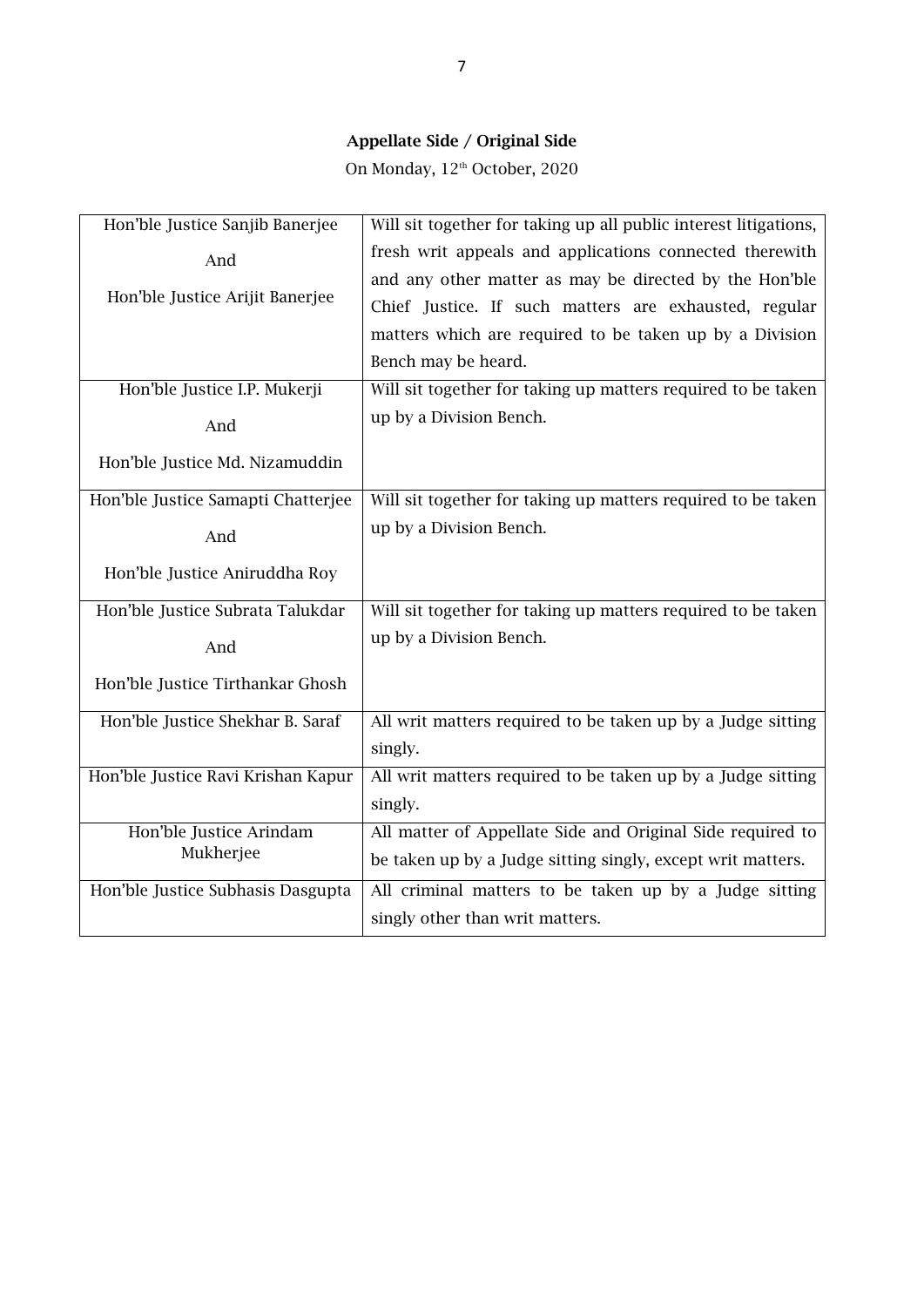**Appellate Side / Original Side**

On Monday, 12th October, 2020

| | |
|---|---|
| Hon'ble Justice Sanjib Banerjee<br>And<br>Hon'ble Justice Arijit Banerjee | Will sit together for taking up all public interest litigations, fresh writ appeals and applications connected therewith and any other matter as may be directed by the Hon'ble Chief Justice. If such matters are exhausted, regular matters which are required to be taken up by a Division Bench may be heard. |
| Hon'ble Justice I.P. Mukerji<br>And<br>Hon'ble Justice Md. Nizamuddin | Will sit together for taking up matters required to be taken up by a Division Bench. |
| Hon'ble Justice Samapti Chatterjee<br>And<br>Hon'ble Justice Aniruddha Roy | Will sit together for taking up matters required to be taken up by a Division Bench. |
| Hon'ble Justice Subrata Talukdar<br>And<br>Hon'ble Justice Tirthankar Ghosh | Will sit together for taking up matters required to be taken up by a Division Bench. |
| Hon'ble Justice Shekhar B. Saraf | All writ matters required to be taken up by a Judge sitting singly. |
| Hon'ble Justice Ravi Krishan Kapur | All writ matters required to be taken up by a Judge sitting singly. |
| Hon'ble Justice Arindam Mukherjee | All matter of Appellate Side and Original Side required to be taken up by a Judge sitting singly, except writ matters. |
| Hon'ble Justice Subhasis Dasgupta | All criminal matters to be taken up by a Judge sitting singly other than writ matters. |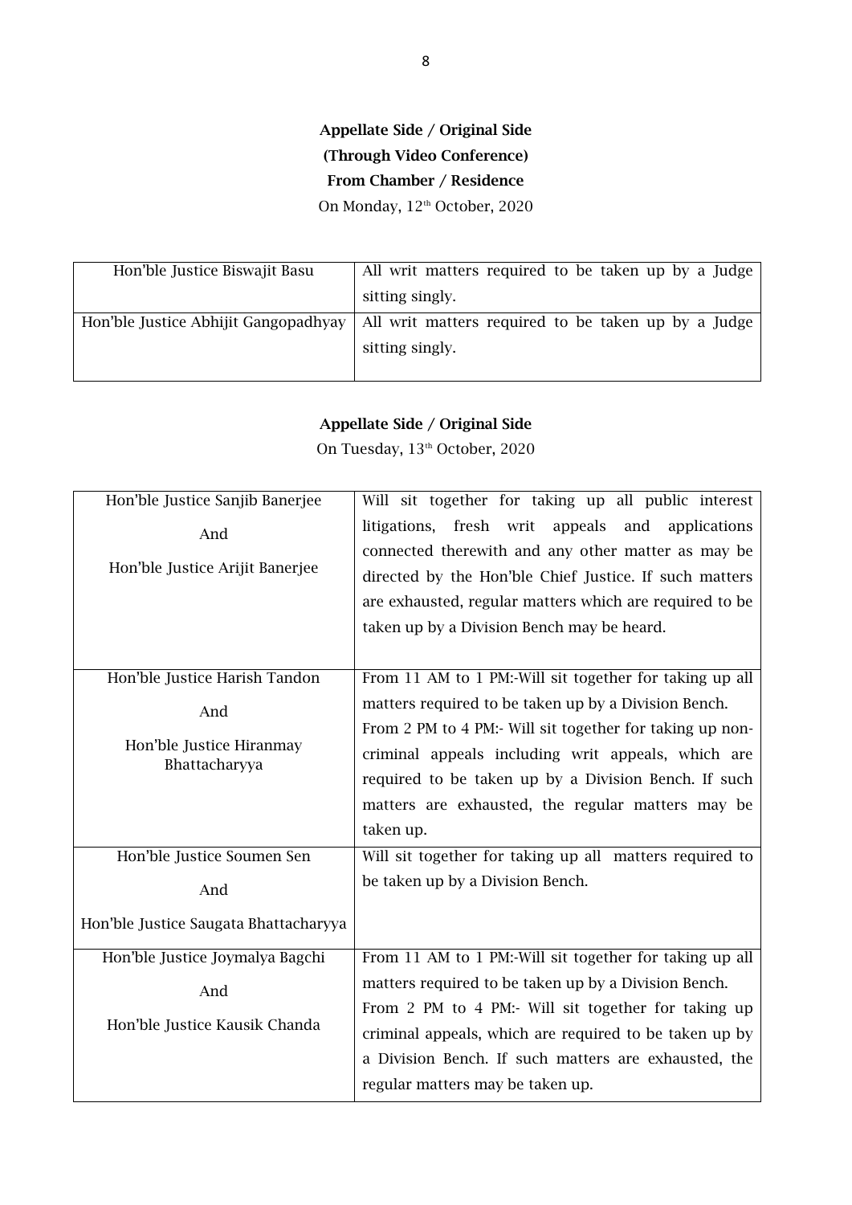**Appellate Side / Original Side**
**(Through Video Conference)**
**From Chamber / Residence**
On Monday, 12th October, 2020

| Hon'ble Justice Biswajit Basu | All writ matters required to be taken up by a Judge sitting singly. |
|---|---|
| Hon'ble Justice Abhijit Gangopadhyay | All writ matters required to be taken up by a Judge sitting singly. |

**Appellate Side / Original Side**
On Tuesday, 13th October, 2020

| Hon'ble Justice Sanjib Banerjee<br>And<br>Hon'ble Justice Arijit Banerjee | Will sit together for taking up all public interest litigations, fresh writ appeals and applications connected therewith and any other matter as may be directed by the Hon'ble Chief Justice. If such matters are exhausted, regular matters which are required to be taken up by a Division Bench may be heard. |
|---|---|
| Hon'ble Justice Harish Tandon<br>And<br>Hon'ble Justice Hiranmay Bhattacharyya | From 11 AM to 1 PM:-Will sit together for taking up all matters required to be taken up by a Division Bench.<br>From 2 PM to 4 PM:- Will sit together for taking up non-criminal appeals including writ appeals, which are required to be taken up by a Division Bench. If such matters are exhausted, the regular matters may be taken up. |
| Hon'ble Justice Soumen Sen<br>And<br>Hon'ble Justice Saugata Bhattacharyya | Will sit together for taking up all matters required to be taken up by a Division Bench. |
| Hon'ble Justice Joymalya Bagchi<br>And<br>Hon'ble Justice Kausik Chanda | From 11 AM to 1 PM:-Will sit together for taking up all matters required to be taken up by a Division Bench.<br>From 2 PM to 4 PM:- Will sit together for taking up criminal appeals, which are required to be taken up by a Division Bench. If such matters are exhausted, the regular matters may be taken up. |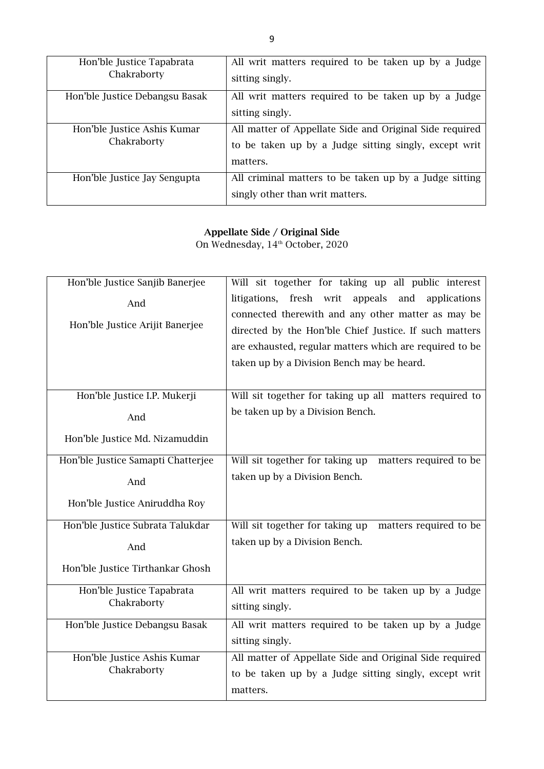| | |
|---|---|
| Hon'ble Justice Tapabrata Chakraborty | All writ matters required to be taken up by a Judge sitting singly. |
| Hon'ble Justice Debangsu Basak | All writ matters required to be taken up by a Judge sitting singly. |
| Hon'ble Justice Ashis Kumar Chakraborty | All matter of Appellate Side and Original Side required to be taken up by a Judge sitting singly, except writ matters. |
| Hon'ble Justice Jay Sengupta | All criminal matters to be taken up by a Judge sitting singly other than writ matters. |

**Appellate Side / Original Side**

On Wednesday, 14th October, 2020

| | |
|---|---|
| Hon'ble Justice Sanjib Banerjee<br>And<br>Hon'ble Justice Arijit Banerjee | Will sit together for taking up all public interest litigations, fresh writ appeals and applications connected therewith and any other matter as may be directed by the Hon'ble Chief Justice. If such matters are exhausted, regular matters which are required to be taken up by a Division Bench may be heard. |
| Hon'ble Justice I.P. Mukerji<br>And<br>Hon'ble Justice Md. Nizamuddin | Will sit together for taking up all matters required to be taken up by a Division Bench. |
| Hon'ble Justice Samapti Chatterjee<br>And<br>Hon'ble Justice Aniruddha Roy | Will sit together for taking up matters required to be taken up by a Division Bench. |
| Hon'ble Justice Subrata Talukdar<br>And<br>Hon'ble Justice Tirthankar Ghosh | Will sit together for taking up matters required to be taken up by a Division Bench. |
| Hon'ble Justice Tapabrata Chakraborty | All writ matters required to be taken up by a Judge sitting singly. |
| Hon'ble Justice Debangsu Basak | All writ matters required to be taken up by a Judge sitting singly. |
| Hon'ble Justice Ashis Kumar Chakraborty | All matter of Appellate Side and Original Side required to be taken up by a Judge sitting singly, except writ matters. |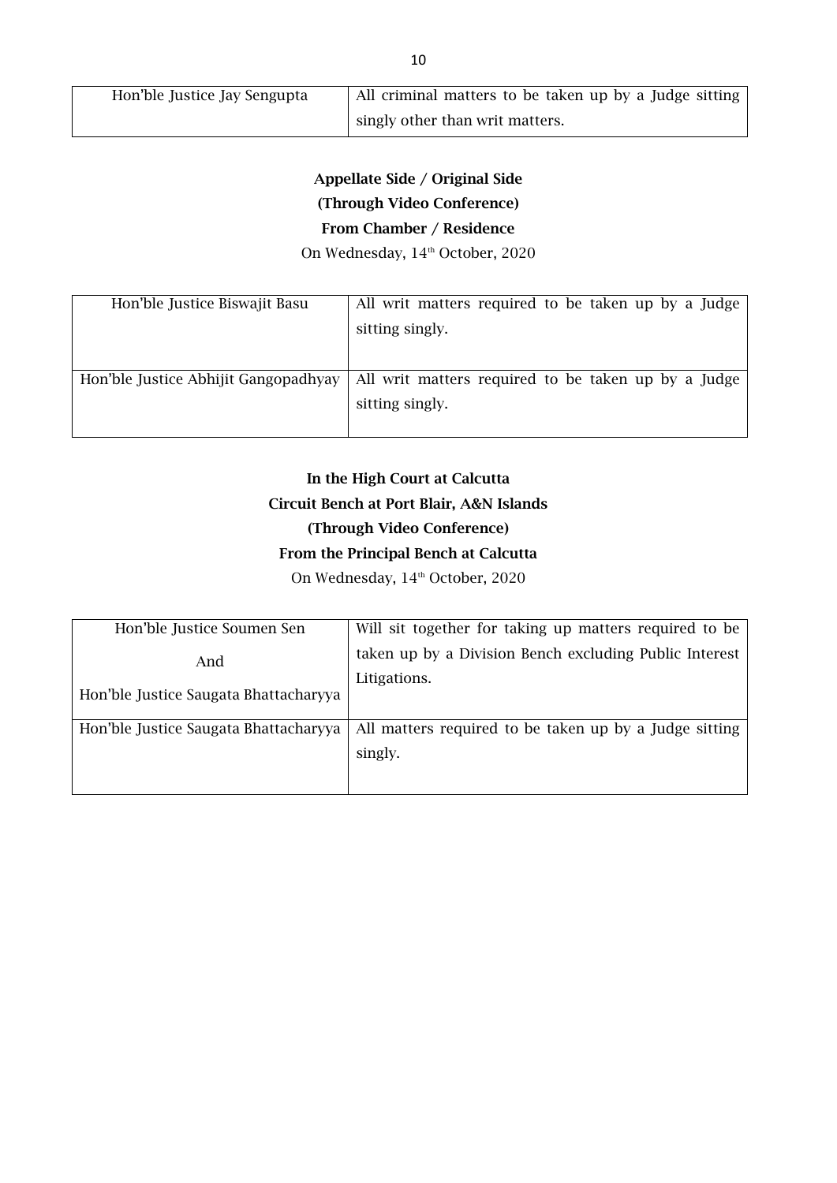| Hon'ble Justice Jay Sengupta | All criminal matters to be taken up by a Judge sitting singly other than writ matters. |
|---|---|

**Appellate Side / Original Side**
**(Through Video Conference)**
**From Chamber / Residence**
On Wednesday, 14th October, 2020

| Hon'ble Justice Biswajit Basu | All writ matters required to be taken up by a Judge sitting singly. |
|---|---|
| Hon'ble Justice Abhijit Gangopadhyay | All writ matters required to be taken up by a Judge sitting singly. |

**In the High Court at Calcutta**
**Circuit Bench at Port Blair, A&N Islands**
**(Through Video Conference)**
**From the Principal Bench at Calcutta**
On Wednesday, 14th October, 2020

| Hon'ble Justice Soumen Sen And Hon'ble Justice Saugata Bhattacharyya | Will sit together for taking up matters required to be taken up by a Division Bench excluding Public Interest Litigations. |
|---|---|
| Hon'ble Justice Saugata Bhattacharyya | All matters required to be taken up by a Judge sitting singly. |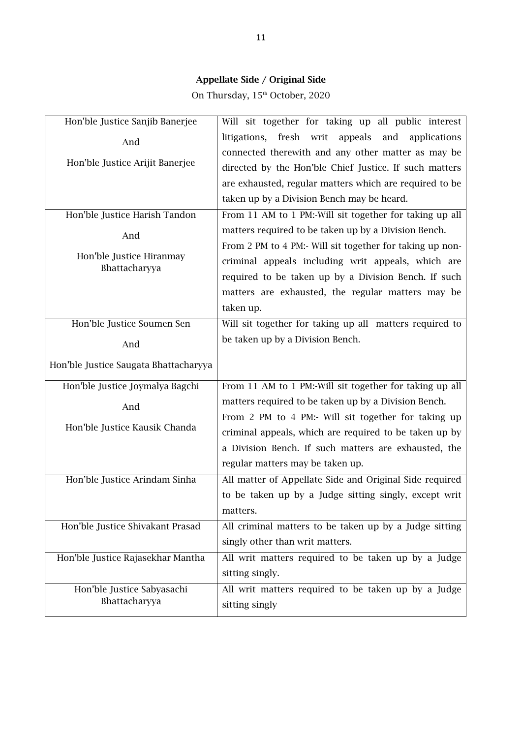**Appellate Side / Original Side**

On Thursday, 15th October, 2020

| | |
|---|---|
| Hon'ble Justice Sanjib Banerjee<br>And<br>Hon'ble Justice Arijit Banerjee | Will sit together for taking up all public interest litigations, fresh writ appeals and applications connected therewith and any other matter as may be directed by the Hon'ble Chief Justice. If such matters are exhausted, regular matters which are required to be taken up by a Division Bench may be heard. |
| Hon'ble Justice Harish Tandon<br>And<br>Hon'ble Justice Hiranmay Bhattacharyya | From 11 AM to 1 PM:-Will sit together for taking up all matters required to be taken up by a Division Bench.<br>From 2 PM to 4 PM:- Will sit together for taking up non-criminal appeals including writ appeals, which are required to be taken up by a Division Bench. If such matters are exhausted, the regular matters may be taken up. |
| Hon'ble Justice Soumen Sen<br>And<br>Hon'ble Justice Saugata Bhattacharyya | Will sit together for taking up all matters required to be taken up by a Division Bench. |
| Hon'ble Justice Joymalya Bagchi<br>And<br>Hon'ble Justice Kausik Chanda | From 11 AM to 1 PM:-Will sit together for taking up all matters required to be taken up by a Division Bench.<br>From 2 PM to 4 PM:- Will sit together for taking up criminal appeals, which are required to be taken up by a Division Bench. If such matters are exhausted, the regular matters may be taken up. |
| Hon'ble Justice Arindam Sinha | All matter of Appellate Side and Original Side required to be taken up by a Judge sitting singly, except writ matters. |
| Hon'ble Justice Shivakant Prasad | All criminal matters to be taken up by a Judge sitting singly other than writ matters. |
| Hon'ble Justice Rajasekhar Mantha | All writ matters required to be taken up by a Judge sitting singly. |
| Hon'ble Justice Sabyasachi Bhattacharyya | All writ matters required to be taken up by a Judge sitting singly |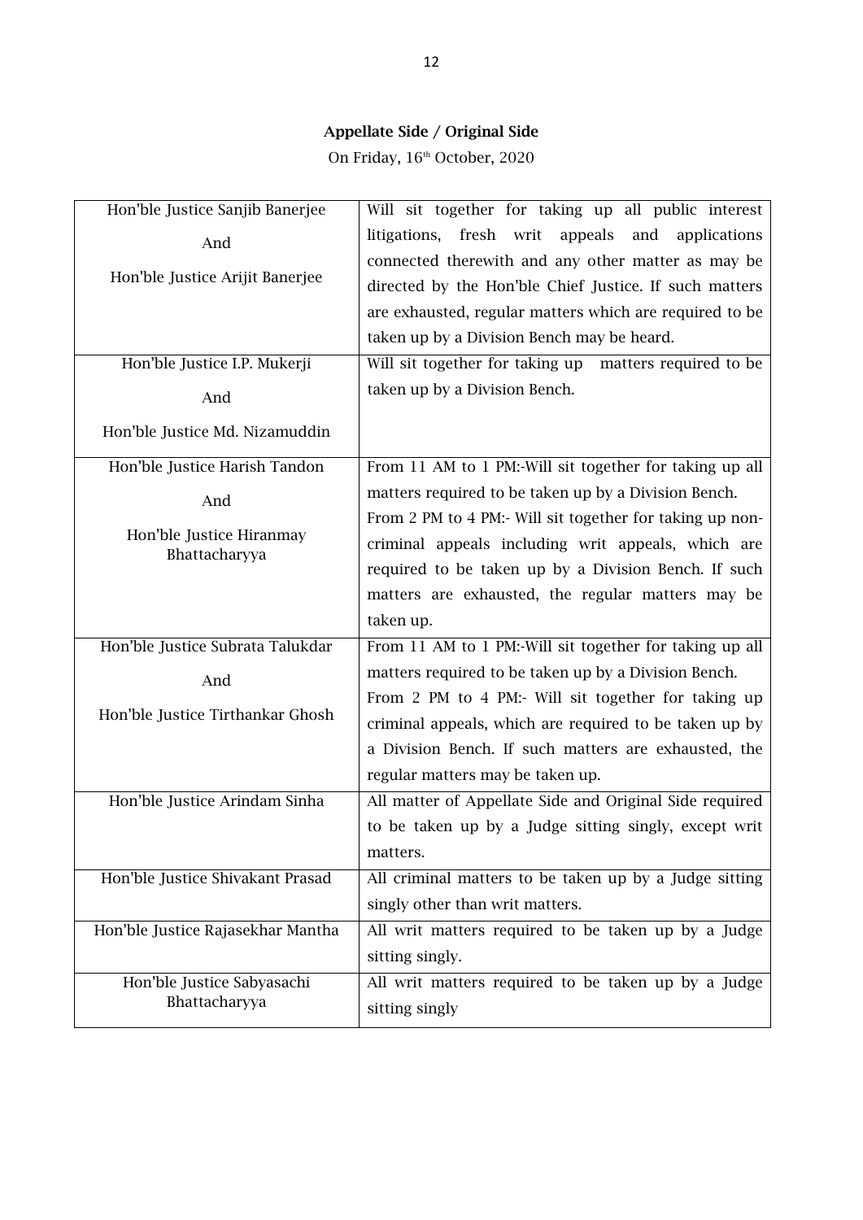**Appellate Side / Original Side**

On Friday, 16th October, 2020

| | |
|---|---|
| Hon'ble Justice Sanjib Banerjee<br>And<br>Hon'ble Justice Arijit Banerjee | Will sit together for taking up all public interest litigations, fresh writ appeals and applications connected therewith and any other matter as may be directed by the Hon'ble Chief Justice. If such matters are exhausted, regular matters which are required to be taken up by a Division Bench may be heard. |
| Hon'ble Justice I.P. Mukerji<br>And<br>Hon'ble Justice Md. Nizamuddin | Will sit together for taking up matters required to be taken up by a Division Bench. |
| Hon'ble Justice Harish Tandon<br>And<br>Hon'ble Justice Hiranmay Bhattacharyya | From 11 AM to 1 PM:-Will sit together for taking up all matters required to be taken up by a Division Bench.<br>From 2 PM to 4 PM:- Will sit together for taking up non-criminal appeals including writ appeals, which are required to be taken up by a Division Bench. If such matters are exhausted, the regular matters may be taken up. |
| Hon'ble Justice Subrata Talukdar<br>And<br>Hon'ble Justice Tirthankar Ghosh | From 11 AM to 1 PM:-Will sit together for taking up all matters required to be taken up by a Division Bench.<br>From 2 PM to 4 PM:- Will sit together for taking up criminal appeals, which are required to be taken up by a Division Bench. If such matters are exhausted, the regular matters may be taken up. |
| Hon'ble Justice Arindam Sinha | All matter of Appellate Side and Original Side required to be taken up by a Judge sitting singly, except writ matters. |
| Hon'ble Justice Shivakant Prasad | All criminal matters to be taken up by a Judge sitting singly other than writ matters. |
| Hon'ble Justice Rajasekhar Mantha | All writ matters required to be taken up by a Judge sitting singly. |
| Hon'ble Justice Sabyasachi Bhattacharyya | All writ matters required to be taken up by a Judge sitting singly |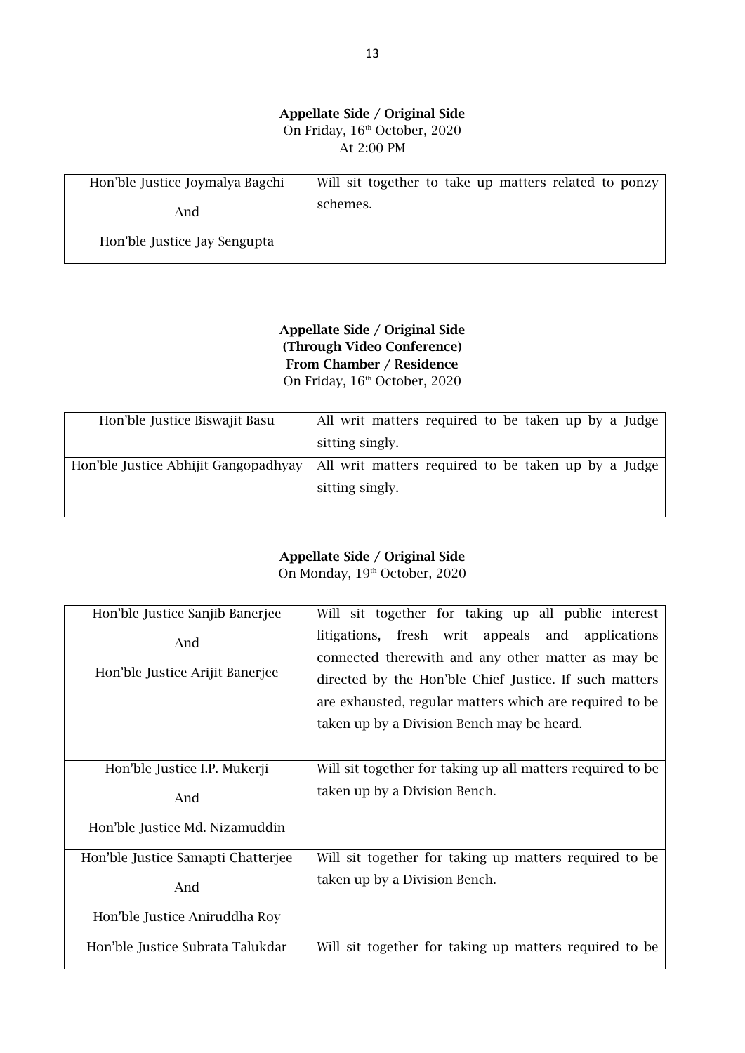**Appellate Side / Original Side**

On Friday, 16th October, 2020

At 2:00 PM

| | |
|---|---|
| Hon'ble Justice Joymalya Bagchi<br>And<br>Hon'ble Justice Jay Sengupta | Will sit together to take up matters related to ponzy schemes. |

**Appellate Side / Original Side**

**(Through Video Conference)**

**From Chamber / Residence**

On Friday, 16th October, 2020

| | |
|---|---|
| Hon'ble Justice Biswajit Basu | All writ matters required to be taken up by a Judge sitting singly. |
| Hon'ble Justice Abhijit Gangopadhyay | All writ matters required to be taken up by a Judge sitting singly. |

**Appellate Side / Original Side**

On Monday, 19th October, 2020

| | |
|---|---|
| Hon'ble Justice Sanjib Banerjee<br>And<br>Hon'ble Justice Arijit Banerjee | Will sit together for taking up all public interest litigations, fresh writ appeals and applications connected therewith and any other matter as may be directed by the Hon'ble Chief Justice. If such matters are exhausted, regular matters which are required to be taken up by a Division Bench may be heard. |
| Hon'ble Justice I.P. Mukerji<br>And<br>Hon'ble Justice Md. Nizamuddin | Will sit together for taking up all matters required to be taken up by a Division Bench. |
| Hon'ble Justice Samapti Chatterjee<br>And<br>Hon'ble Justice Aniruddha Roy | Will sit together for taking up matters required to be taken up by a Division Bench. |
| Hon'ble Justice Subrata Talukdar | Will sit together for taking up matters required to be |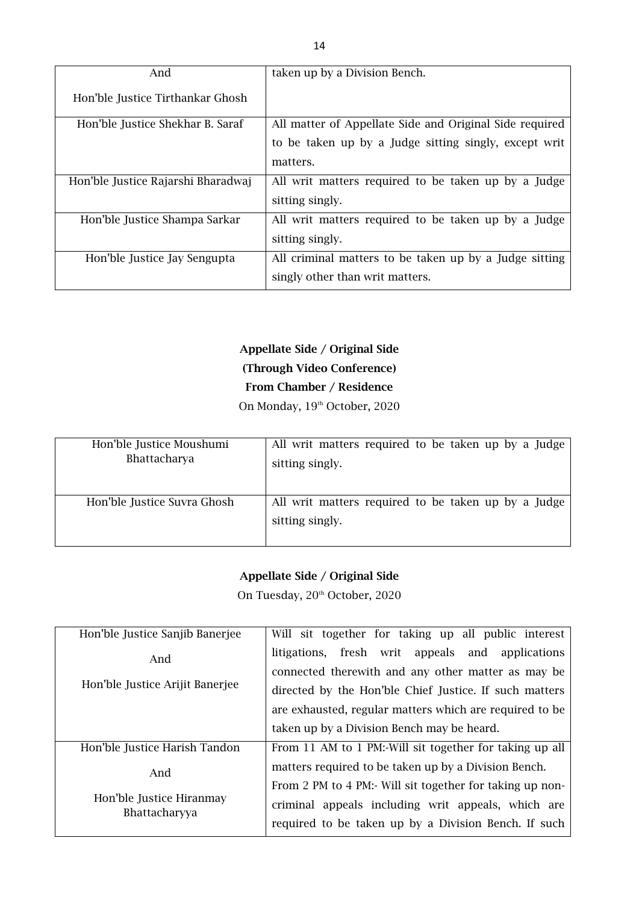| | |
|---|---|
| And<br><br>Hon'ble Justice Tirthankar Ghosh | taken up by a Division Bench. |
| Hon'ble Justice Shekhar B. Saraf | All matter of Appellate Side and Original Side required to be taken up by a Judge sitting singly, except writ matters. |
| Hon'ble Justice Rajarshi Bharadwaj | All writ matters required to be taken up by a Judge sitting singly. |
| Hon'ble Justice Shampa Sarkar | All writ matters required to be taken up by a Judge sitting singly. |
| Hon'ble Justice Jay Sengupta | All criminal matters to be taken up by a Judge sitting singly other than writ matters. |

**Appellate Side / Original Side**

**(Through Video Conference)**

**From Chamber / Residence**

On Monday, 19th October, 2020

| | |
|---|---|
| Hon'ble Justice Moushumi Bhattacharya | All writ matters required to be taken up by a Judge sitting singly. |
| Hon'ble Justice Suvra Ghosh | All writ matters required to be taken up by a Judge sitting singly. |

**Appellate Side / Original Side**

On Tuesday, 20th October, 2020

| | |
|---|---|
| Hon'ble Justice Sanjib Banerjee<br><br>And<br><br>Hon'ble Justice Arijit Banerjee | Will sit together for taking up all public interest litigations, fresh writ appeals and applications connected therewith and any other matter as may be directed by the Hon'ble Chief Justice. If such matters are exhausted, regular matters which are required to be taken up by a Division Bench may be heard. |
| Hon'ble Justice Harish Tandon<br><br>And<br><br>Hon'ble Justice Hiranmay Bhattacharyya | From 11 AM to 1 PM:-Will sit together for taking up all matters required to be taken up by a Division Bench.<br>From 2 PM to 4 PM:- Will sit together for taking up non-criminal appeals including writ appeals, which are required to be taken up by a Division Bench. If such |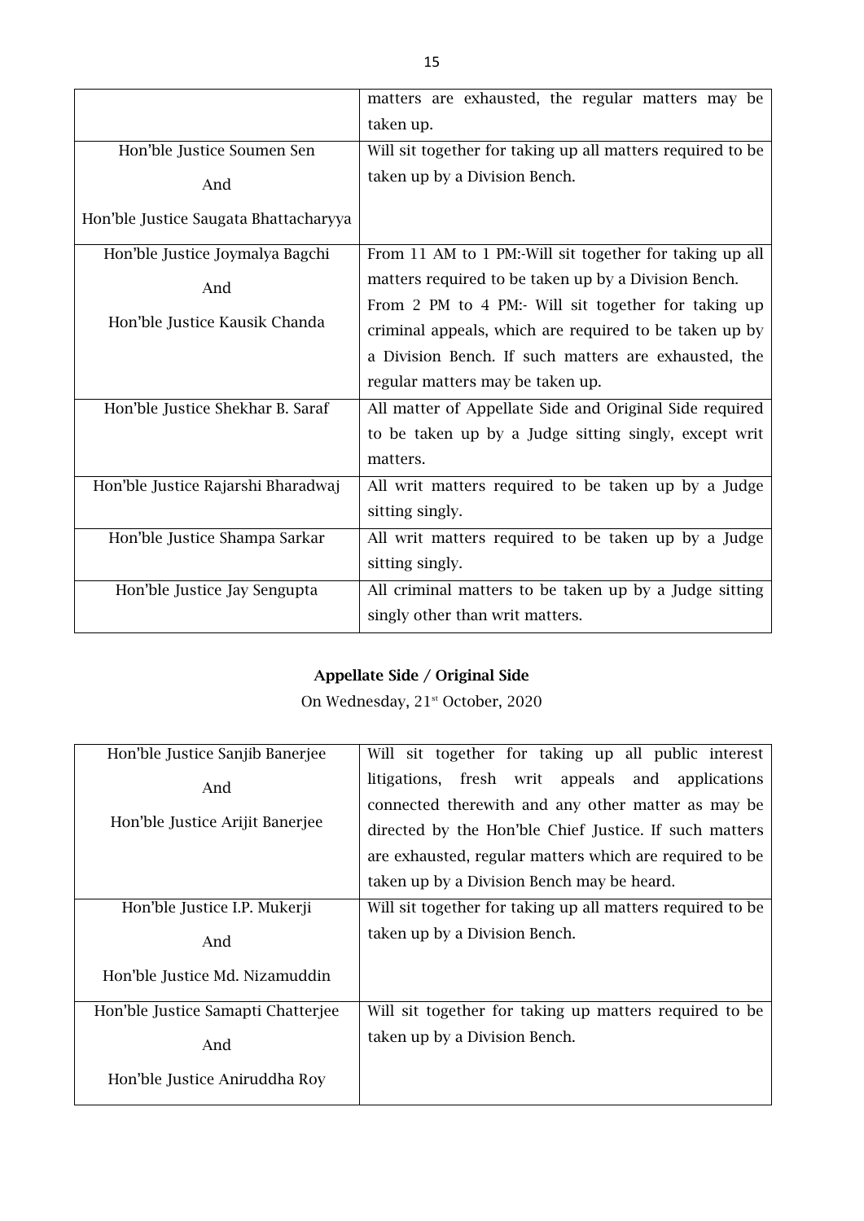| | |
|---|---|
| | matters are exhausted, the regular matters may be taken up. |
| Hon'ble Justice Soumen Sen<br>And<br>Hon'ble Justice Saugata Bhattacharyya | Will sit together for taking up all matters required to be taken up by a Division Bench. |
| Hon'ble Justice Joymalya Bagchi<br>And<br>Hon'ble Justice Kausik Chanda | From 11 AM to 1 PM:-Will sit together for taking up all matters required to be taken up by a Division Bench. From 2 PM to 4 PM:- Will sit together for taking up criminal appeals, which are required to be taken up by a Division Bench. If such matters are exhausted, the regular matters may be taken up. |
| Hon'ble Justice Shekhar B. Saraf | All matter of Appellate Side and Original Side required to be taken up by a Judge sitting singly, except writ matters. |
| Hon'ble Justice Rajarshi Bharadwaj | All writ matters required to be taken up by a Judge sitting singly. |
| Hon'ble Justice Shampa Sarkar | All writ matters required to be taken up by a Judge sitting singly. |
| Hon'ble Justice Jay Sengupta | All criminal matters to be taken up by a Judge sitting singly other than writ matters. |

**Appellate Side / Original Side**

On Wednesday, 21st October, 2020

| | |
|---|---|
| Hon'ble Justice Sanjib Banerjee<br>And<br>Hon'ble Justice Arijit Banerjee | Will sit together for taking up all public interest litigations, fresh writ appeals and applications connected therewith and any other matter as may be directed by the Hon'ble Chief Justice. If such matters are exhausted, regular matters which are required to be taken up by a Division Bench may be heard. |
| Hon'ble Justice I.P. Mukerji<br>And<br>Hon'ble Justice Md. Nizamuddin | Will sit together for taking up all matters required to be taken up by a Division Bench. |
| Hon'ble Justice Samapti Chatterjee<br>And<br>Hon'ble Justice Aniruddha Roy | Will sit together for taking up matters required to be taken up by a Division Bench. |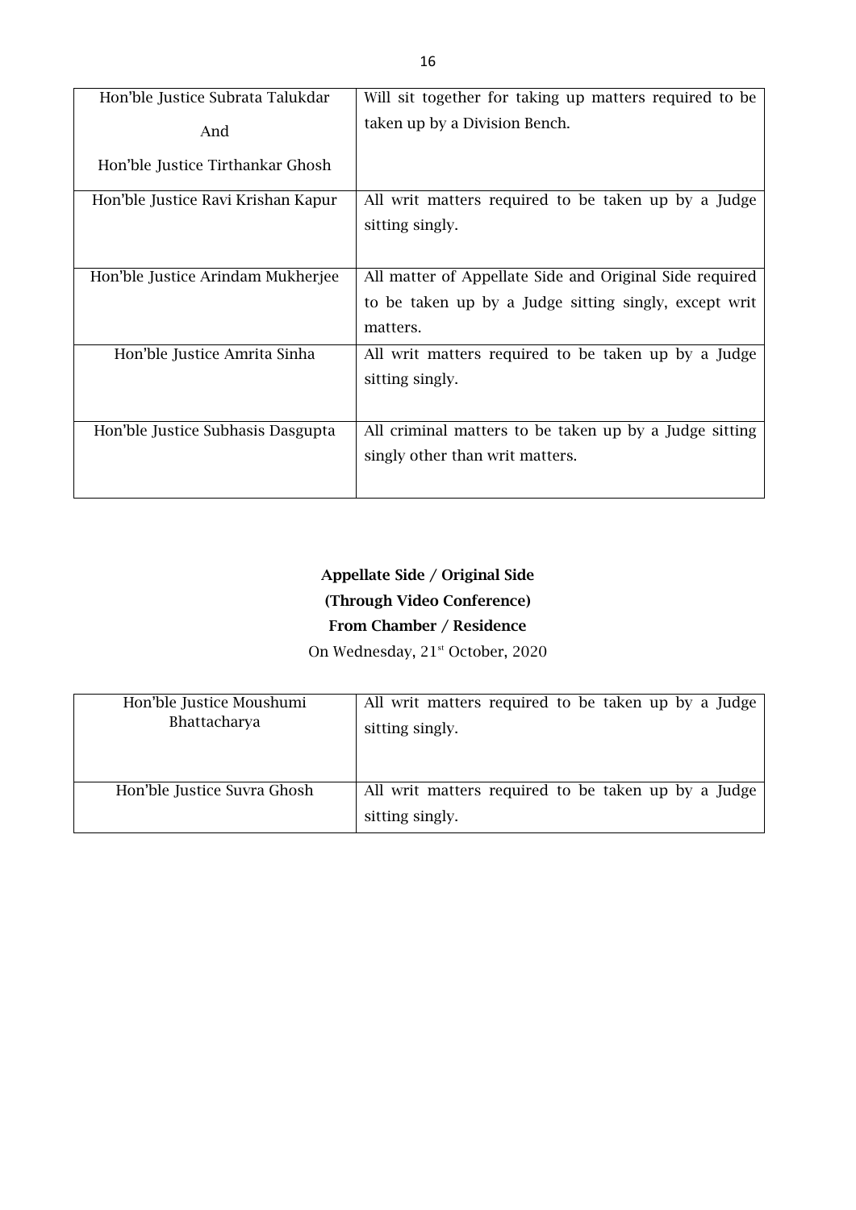| | |
|---|---|
| Hon'ble Justice Subrata Talukdar<br>And<br>Hon'ble Justice Tirthankar Ghosh | Will sit together for taking up matters required to be taken up by a Division Bench. |
| Hon'ble Justice Ravi Krishan Kapur | All writ matters required to be taken up by a Judge sitting singly. |
| Hon'ble Justice Arindam Mukherjee | All matter of Appellate Side and Original Side required to be taken up by a Judge sitting singly, except writ matters. |
| Hon'ble Justice Amrita Sinha | All writ matters required to be taken up by a Judge sitting singly. |
| Hon'ble Justice Subhasis Dasgupta | All criminal matters to be taken up by a Judge sitting singly other than writ matters. |

**Appellate Side / Original Side**
**(Through Video Conference)**
**From Chamber / Residence**

On Wednesday, 21st October, 2020

| | |
|---|---|
| Hon'ble Justice Moushumi Bhattacharya | All writ matters required to be taken up by a Judge sitting singly. |
| Hon'ble Justice Suvra Ghosh | All writ matters required to be taken up by a Judge sitting singly. |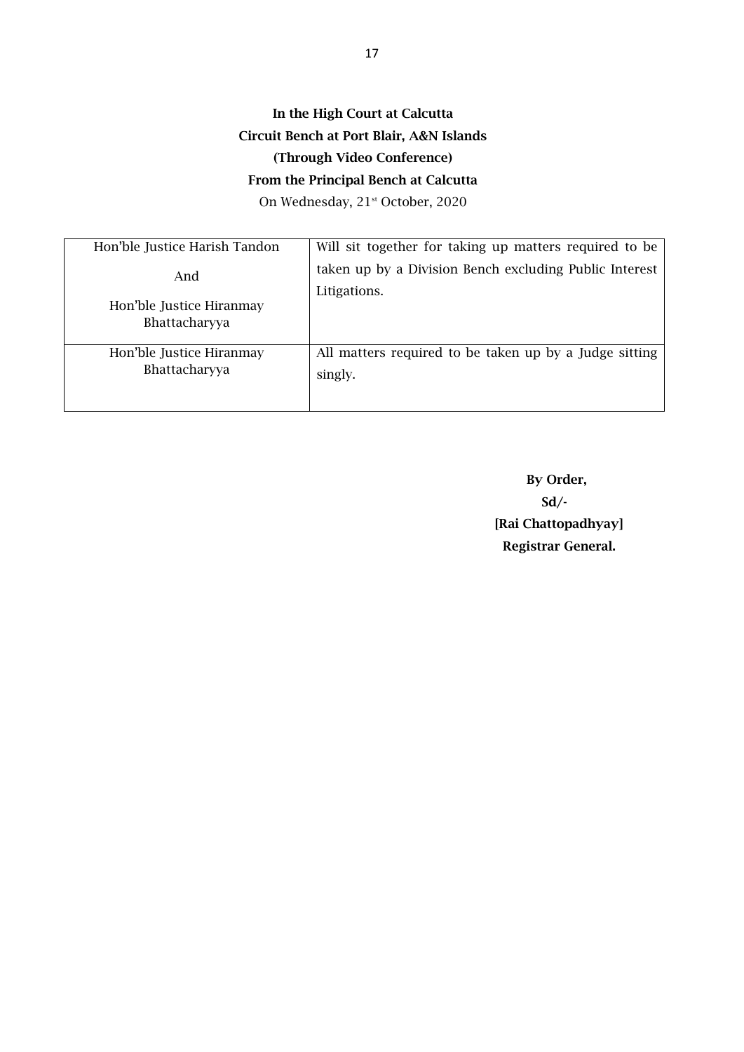**In the High Court at Calcutta**

**Circuit Bench at Port Blair, A&N Islands**

**(Through Video Conference)**

**From the Principal Bench at Calcutta**

On Wednesday, 21st October, 2020

| | |
|---|---|
| Hon'ble Justice Harish Tandon<br><br>And<br><br>Hon'ble Justice Hiranmay Bhattacharyya | Will sit together for taking up matters required to be taken up by a Division Bench excluding Public Interest Litigations. |
| Hon'ble Justice Hiranmay Bhattacharyya | All matters required to be taken up by a Judge sitting singly. |

**By Order,**

**Sd/-**

**[Rai Chattopadhyay]**

**Registrar General.**